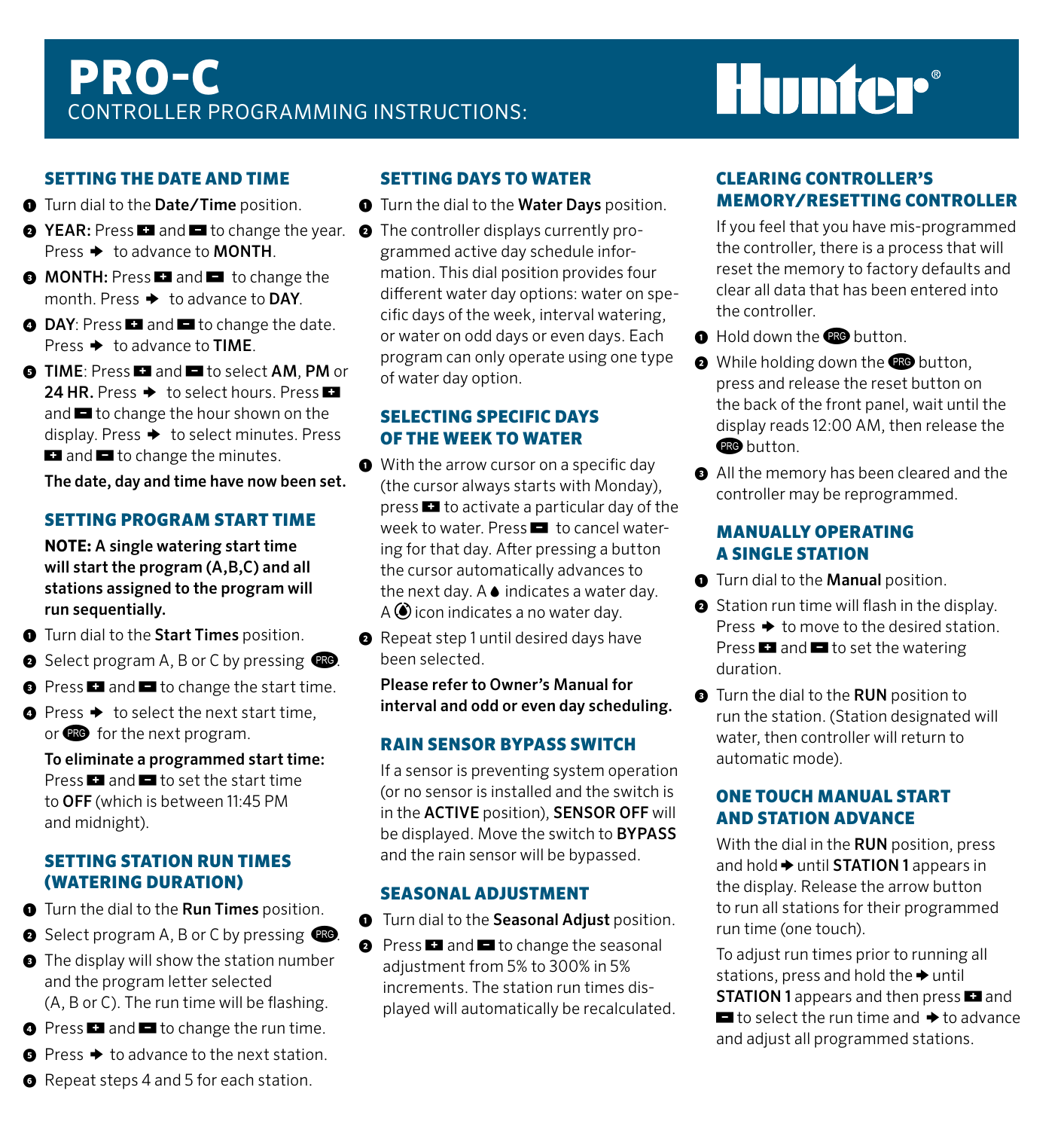# PRO-C

CONTROLLER PROGRAMMING INSTRUCTIONS:

Hunter®

## SETTING THE DATE AND TIME

1. Turn dial to the **Date/Time** position.
2. **YEAR:** Press + and − to change the year. Press ➔ to advance to **MONTH**.
3. **MONTH:** Press + and − to change the month. Press ➔ to advance to **DAY**.
4. **DAY**: Press + and − to change the date. Press ➔ to advance to **TIME**.
5. **TIME**: Press + and − to select **AM**, **PM** or **24 HR.** Press ➔ to select hours. Press + and − to change the hour shown on the display. Press ➔ to select minutes. Press + and − to change the minutes.

**The date, day and time have now been set.**

## SETTING PROGRAM START TIME

**NOTE: A single watering start time will start the program (A,B,C) and all stations assigned to the program will run sequentially.**

1. Turn dial to the **Start Times** position.
2. Select program A, B or C by pressing PRG.
3. Press + and − to change the start time.
4. Press ➔ to select the next start time, or PRG for the next program.

**To eliminate a programmed start time:** Press + and − to set the start time to **OFF** (which is between 11:45 PM and midnight).

## SETTING STATION RUN TIMES (WATERING DURATION)

1. Turn the dial to the **Run Times** position.
2. Select program A, B or C by pressing PRG.
3. The display will show the station number and the program letter selected (A, B or C). The run time will be flashing.
4. Press + and − to change the run time.
5. Press ➔ to advance to the next station.
6. Repeat steps 4 and 5 for each station.

## SETTING DAYS TO WATER

1. Turn the dial to the **Water Days** position.
2. The controller displays currently programmed active day schedule information. This dial position provides four different water day options: water on specific days of the week, interval watering, or water on odd days or even days. Each program can only operate using one type of water day option.

## SELECTING SPECIFIC DAYS OF THE WEEK TO WATER

1. With the arrow cursor on a specific day (the cursor always starts with Monday), press + to activate a particular day of the week to water. Press − to cancel watering for that day. After pressing a button the cursor automatically advances to the next day. A 💧 indicates a water day. A 🚫 icon indicates a no water day.
2. Repeat step 1 until desired days have been selected.

**Please refer to Owner's Manual for interval and odd or even day scheduling.**

## RAIN SENSOR BYPASS SWITCH

If a sensor is preventing system operation (or no sensor is installed and the switch is in the **ACTIVE** position), **SENSOR OFF** will be displayed. Move the switch to **BYPASS** and the rain sensor will be bypassed.

## SEASONAL ADJUSTMENT

1. Turn dial to the **Seasonal Adjust** position.
2. Press + and − to change the seasonal adjustment from 5% to 300% in 5% increments. The station run times displayed will automatically be recalculated.

## CLEARING CONTROLLER'S MEMORY/RESETTING CONTROLLER

If you feel that you have mis-programmed the controller, there is a process that will reset the memory to factory defaults and clear all data that has been entered into the controller.

1. Hold down the PRG button.
2. While holding down the PRG button, press and release the reset button on the back of the front panel, wait until the display reads 12:00 AM, then release the PRG button.
3. All the memory has been cleared and the controller may be reprogrammed.

## MANUALLY OPERATING A SINGLE STATION

1. Turn dial to the **Manual** position.
2. Station run time will flash in the display. Press ➔ to move to the desired station. Press + and − to set the watering duration.
3. Turn the dial to the **RUN** position to run the station. (Station designated will water, then controller will return to automatic mode).

## ONE TOUCH MANUAL START AND STATION ADVANCE

With the dial in the **RUN** position, press and hold ➔ until **STATION 1** appears in the display. Release the arrow button to run all stations for their programmed run time (one touch).

To adjust run times prior to running all stations, press and hold the ➔ until **STATION 1** appears and then press + and − to select the run time and ➔ to advance and adjust all programmed stations.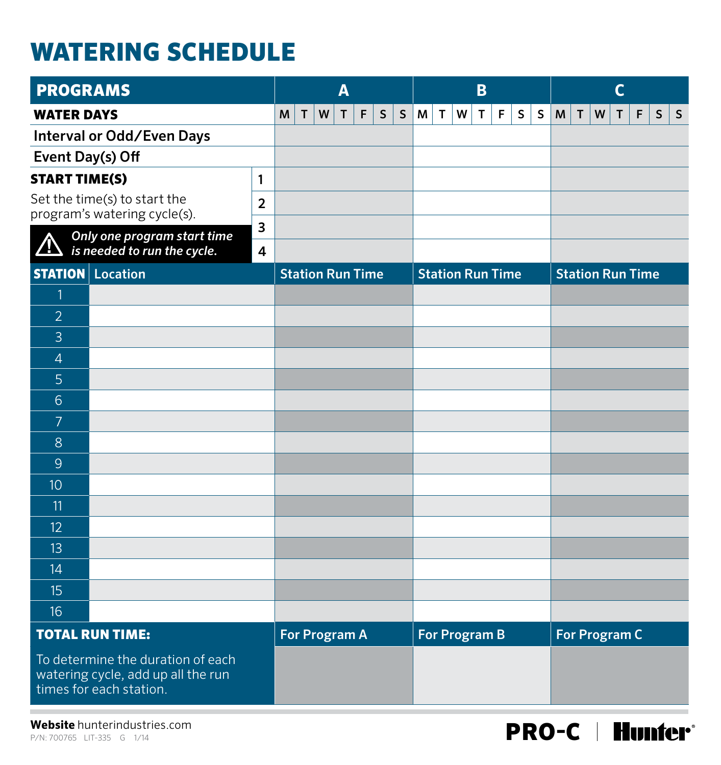# WATERING SCHEDULE

| PROGRAMS | | A | | | | | | | B | | | | | | | C | | | | | | |
|---|---|---|---|---|---|---|---|---|---|---|---|---|---|---|---|---|---|---|---|---|---|---|
| **WATER DAYS** | | M | T | W | T | F | S | S | M | T | W | T | F | S | S | M | T | W | T | F | S | S |
| Interval or Odd/Even Days | | | | | | | | | | | | | | | | | | | | | | |
| Event Day(s) Off | | | | | | | | | | | | | | | | | | | | | | |
| **START TIME(S)** Set the time(s) to start the program's watering cycle(s). | 1 | | | | | | | | | | | | | | | | | | | | | |
| | 2 | | | | | | | | | | | | | | | | | | | | | |
| ⚠ *Only one program start time is needed to run the cycle.* | 3 | | | | | | | | | | | | | | | | | | | | | |
| | 4 | | | | | | | | | | | | | | | | | | | | | |

| STATION | Location | Station Run Time (A) | Station Run Time (B) | Station Run Time (C) |
|---|---|---|---|---|
| 1 | | | | |
| 2 | | | | |
| 3 | | | | |
| 4 | | | | |
| 5 | | | | |
| 6 | | | | |
| 7 | | | | |
| 8 | | | | |
| 9 | | | | |
| 10 | | | | |
| 11 | | | | |
| 12 | | | | |
| 13 | | | | |
| 14 | | | | |
| 15 | | | | |
| 16 | | | | |
| **TOTAL RUN TIME:** To determine the duration of each watering cycle, add up all the run times for each station. | | For Program A | For Program B | For Program C |

**Website** hunterindustries.com

P/N: 700765 LIT-335 G 1/14

PRO-C | Hunter®